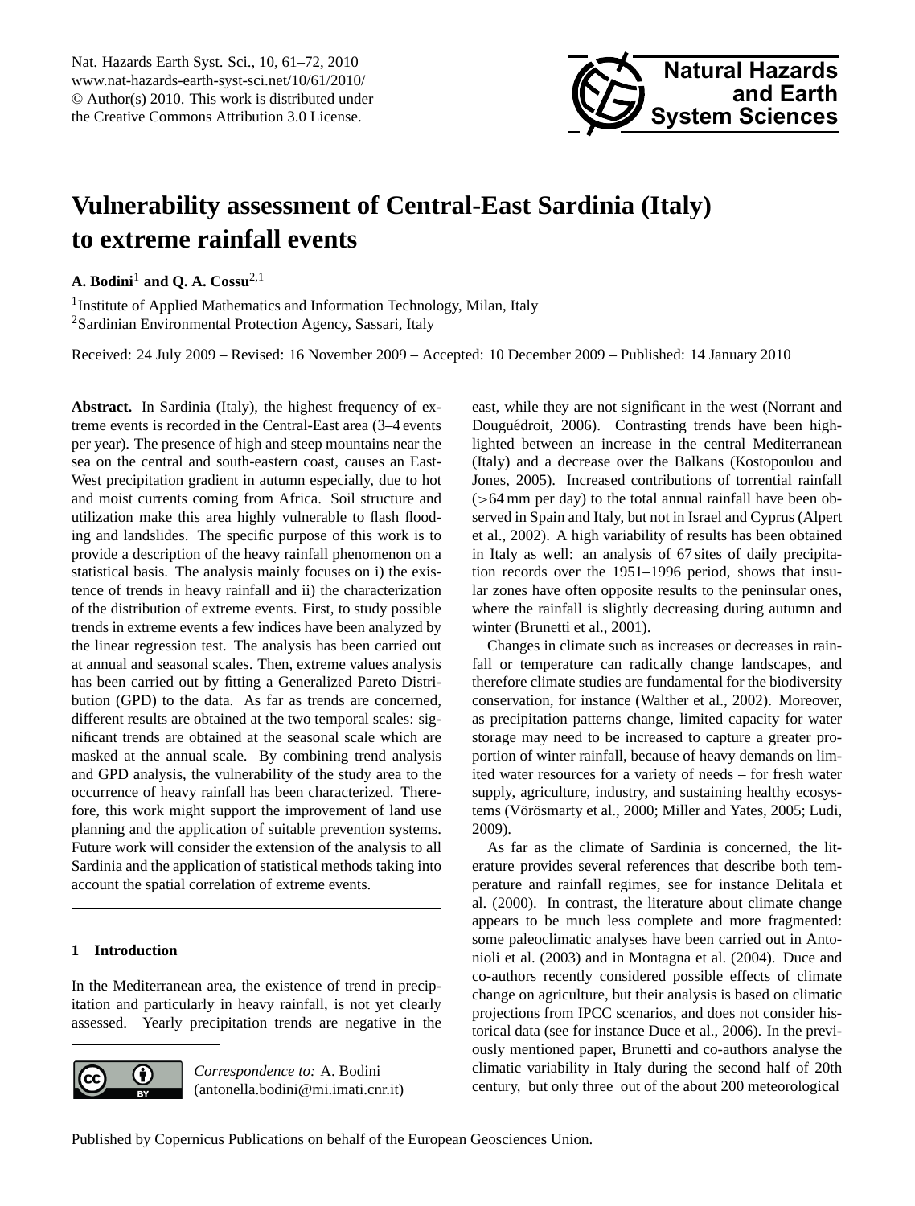# Vulnerability assessment of Central-East Sardinia (Italy) to extreme rainfall events

**A. Bodini**[1] **and Q. A. Cossu**[2,1]

[1]Institute of Applied Mathematics and Information Technology, Milan, Italy
[2]Sardinian Environmental Protection Agency, Sassari, Italy

Received: 24 July 2009 – Revised: 16 November 2009 – Accepted: 10 December 2009 – Published: 14 January 2010

**Abstract.** In Sardinia (Italy), the highest frequency of extreme events is recorded in the Central-East area (3–4 events per year). The presence of high and steep mountains near the sea on the central and south-eastern coast, causes an East-West precipitation gradient in autumn especially, due to hot and moist currents coming from Africa. Soil structure and utilization make this area highly vulnerable to flash flooding and landslides. The specific purpose of this work is to provide a description of the heavy rainfall phenomenon on a statistical basis. The analysis mainly focuses on i) the existence of trends in heavy rainfall and ii) the characterization of the distribution of extreme events. First, to study possible trends in extreme events a few indices have been analyzed by the linear regression test. The analysis has been carried out at annual and seasonal scales. Then, extreme values analysis has been carried out by fitting a Generalized Pareto Distribution (GPD) to the data. As far as trends are concerned, different results are obtained at the two temporal scales: significant trends are obtained at the seasonal scale which are masked at the annual scale. By combining trend analysis and GPD analysis, the vulnerability of the study area to the occurrence of heavy rainfall has been characterized. Therefore, this work might support the improvement of land use planning and the application of suitable prevention systems. Future work will consider the extension of the analysis to all Sardinia and the application of statistical methods taking into account the spatial correlation of extreme events.

## 1 Introduction

In the Mediterranean area, the existence of trend in precipitation and particularly in heavy rainfall, is not yet clearly assessed. Yearly precipitation trends are negative in the east, while they are not significant in the west (Norrant and Douguédroit, 2006). Contrasting trends have been highlighted between an increase in the central Mediterranean (Italy) and a decrease over the Balkans (Kostopoulou and Jones, 2005). Increased contributions of torrential rainfall (>64 mm per day) to the total annual rainfall have been observed in Spain and Italy, but not in Israel and Cyprus (Alpert et al., 2002). A high variability of results has been obtained in Italy as well: an analysis of 67 sites of daily precipitation records over the 1951–1996 period, shows that insular zones have often opposite results to the peninsular ones, where the rainfall is slightly decreasing during autumn and winter (Brunetti et al., 2001).

Changes in climate such as increases or decreases in rainfall or temperature can radically change landscapes, and therefore climate studies are fundamental for the biodiversity conservation, for instance (Walther et al., 2002). Moreover, as precipitation patterns change, limited capacity for water storage may need to be increased to capture a greater proportion of winter rainfall, because of heavy demands on limited water resources for a variety of needs – for fresh water supply, agriculture, industry, and sustaining healthy ecosystems (Vörösmarty et al., 2000; Miller and Yates, 2005; Ludi, 2009).

As far as the climate of Sardinia is concerned, the literature provides several references that describe both temperature and rainfall regimes, see for instance Delitala et al. (2000). In contrast, the literature about climate change appears to be much less complete and more fragmented: some paleoclimatic analyses have been carried out in Antonioli et al. (2003) and in Montagna et al. (2004). Duce and co-authors recently considered possible effects of climate change on agriculture, but their analysis is based on climatic projections from IPCC scenarios, and does not consider historical data (see for instance Duce et al., 2006). In the previously mentioned paper, Brunetti and co-authors analyse the climatic variability in Italy during the second half of 20th century, but only three out of the about 200 meteorological

*Correspondence to:* A. Bodini (antonella.bodini@mi.imati.cnr.it)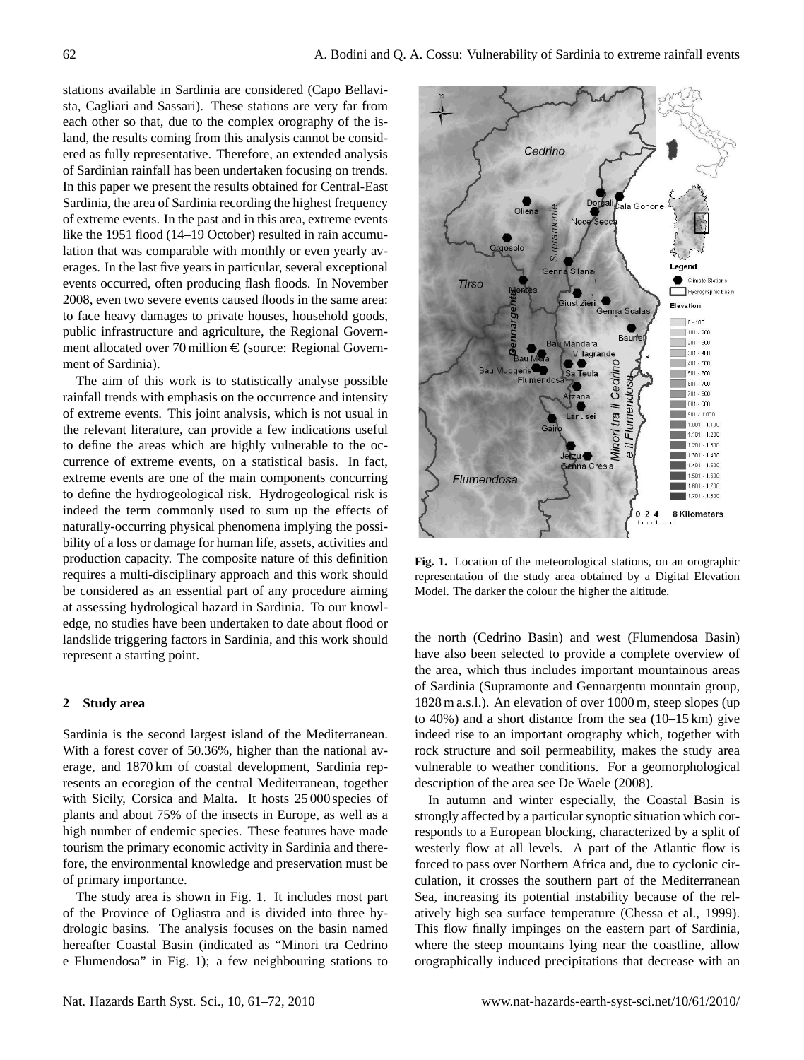stations available in Sardinia are considered (Capo Bellavista, Cagliari and Sassari). These stations are very far from each other so that, due to the complex orography of the island, the results coming from this analysis cannot be considered as fully representative. Therefore, an extended analysis of Sardinian rainfall has been undertaken focusing on trends. In this paper we present the results obtained for Central-East Sardinia, the area of Sardinia recording the highest frequency of extreme events. In the past and in this area, extreme events like the 1951 flood (14–19 October) resulted in rain accumulation that was comparable with monthly or even yearly averages. In the last five years in particular, several exceptional events occurred, often producing flash floods. In November 2008, even two severe events caused floods in the same area: to face heavy damages to private houses, household goods, public infrastructure and agriculture, the Regional Government allocated over 70 million € (source: Regional Government of Sardinia).

The aim of this work is to statistically analyse possible rainfall trends with emphasis on the occurrence and intensity of extreme events. This joint analysis, which is not usual in the relevant literature, can provide a few indications useful to define the areas which are highly vulnerable to the occurrence of extreme events, on a statistical basis. In fact, extreme events are one of the main components concurring to define the hydrogeological risk. Hydrogeological risk is indeed the term commonly used to sum up the effects of naturally-occurring physical phenomena implying the possibility of a loss or damage for human life, assets, activities and production capacity. The composite nature of this definition requires a multi-disciplinary approach and this work should be considered as an essential part of any procedure aiming at assessing hydrological hazard in Sardinia. To our knowledge, no studies have been undertaken to date about flood or landslide triggering factors in Sardinia, and this work should represent a starting point.

## 2 Study area

Sardinia is the second largest island of the Mediterranean. With a forest cover of 50.36%, higher than the national average, and 1870 km of coastal development, Sardinia represents an ecoregion of the central Mediterranean, together with Sicily, Corsica and Malta. It hosts 25 000 species of plants and about 75% of the insects in Europe, as well as a high number of endemic species. These features have made tourism the primary economic activity in Sardinia and therefore, the environmental knowledge and preservation must be of primary importance.

The study area is shown in Fig. 1. It includes most part of the Province of Ogliastra and is divided into three hydrologic basins. The analysis focuses on the basin named hereafter Coastal Basin (indicated as "Minori tra Cedrino e Flumendosa" in Fig. 1); a few neighbouring stations to the north (Cedrino Basin) and west (Flumendosa Basin) have also been selected to provide a complete overview of the area, which thus includes important mountainous areas of Sardinia (Supramonte and Gennargentu mountain group, 1828 m a.s.l.). An elevation of over 1000 m, steep slopes (up to 40%) and a short distance from the sea (10–15 km) give indeed rise to an important orography which, together with rock structure and soil permeability, makes the study area vulnerable to weather conditions. For a geomorphological description of the area see De Waele (2008).

**Fig. 1.** Location of the meteorological stations, on an orographic representation of the study area obtained by a Digital Elevation Model. The darker the colour the higher the altitude.

In autumn and winter especially, the Coastal Basin is strongly affected by a particular synoptic situation which corresponds to a European blocking, characterized by a split of westerly flow at all levels. A part of the Atlantic flow is forced to pass over Northern Africa and, due to cyclonic circulation, it crosses the southern part of the Mediterranean Sea, increasing its potential instability because of the relatively high sea surface temperature (Chessa et al., 1999). This flow finally impinges on the eastern part of Sardinia, where the steep mountains lying near the coastline, allow orographically induced precipitations that decrease with an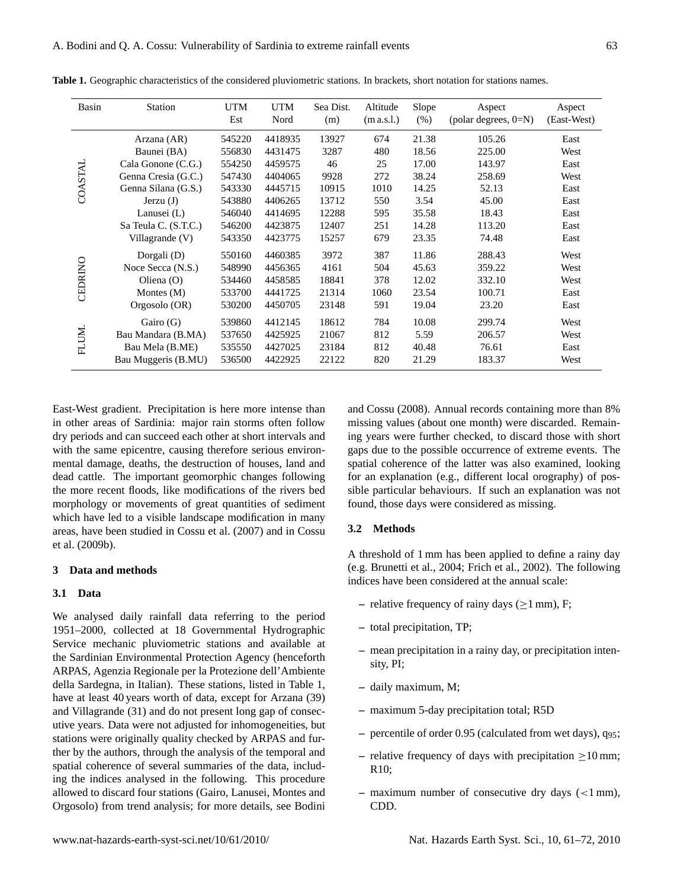**Table 1.** Geographic characteristics of the considered pluviometric stations. In brackets, short notation for stations names.

| Basin | Station | UTM Est | UTM Nord | Sea Dist. (m) | Altitude (m a.s.l.) | Slope (%) | Aspect (polar degrees, 0=N) | Aspect (East-West) |
|---|---|---|---|---|---|---|---|---|
| COASTAL | Arzana (AR) | 545220 | 4418935 | 13927 | 674 | 21.38 | 105.26 | East |
| | Baunei (BA) | 556830 | 4431475 | 3287 | 480 | 18.56 | 225.00 | West |
| | Cala Gonone (C.G.) | 554250 | 4459575 | 46 | 25 | 17.00 | 143.97 | East |
| | Genna Cresia (G.C.) | 547430 | 4404065 | 9928 | 272 | 38.24 | 258.69 | West |
| | Genna Silana (G.S.) | 543330 | 4445715 | 10915 | 1010 | 14.25 | 52.13 | East |
| | Jerzu (J) | 543880 | 4406265 | 13712 | 550 | 3.54 | 45.00 | East |
| | Lanusei (L) | 546040 | 4414695 | 12288 | 595 | 35.58 | 18.43 | East |
| | Sa Teula C. (S.T.C.) | 546200 | 4423875 | 12407 | 251 | 14.28 | 113.20 | East |
| | Villagrande (V) | 543350 | 4423775 | 15257 | 679 | 23.35 | 74.48 | East |
| CEDRINO | Dorgali (D) | 550160 | 4460385 | 3972 | 387 | 11.86 | 288.43 | West |
| | Noce Secca (N.S.) | 548990 | 4456365 | 4161 | 504 | 45.63 | 359.22 | West |
| | Oliena (O) | 534460 | 4458585 | 18841 | 378 | 12.02 | 332.10 | West |
| | Montes (M) | 533700 | 4441725 | 21314 | 1060 | 23.54 | 100.71 | East |
| | Orgosolo (OR) | 530200 | 4450705 | 23148 | 591 | 19.04 | 23.20 | East |
| FLUM. | Gairo (G) | 539860 | 4412145 | 18612 | 784 | 10.08 | 299.74 | West |
| | Bau Mandara (B.MA) | 537650 | 4425925 | 21067 | 812 | 5.59 | 206.57 | West |
| | Bau Mela (B.ME) | 535550 | 4427025 | 23184 | 812 | 40.48 | 76.61 | East |
| | Bau Muggeris (B.MU) | 536500 | 4422925 | 22122 | 820 | 21.29 | 183.37 | West |

East-West gradient. Precipitation is here more intense than in other areas of Sardinia: major rain storms often follow dry periods and can succeed each other at short intervals and with the same epicentre, causing therefore serious environmental damage, deaths, the destruction of houses, land and dead cattle. The important geomorphic changes following the more recent floods, like modifications of the rivers bed morphology or movements of great quantities of sediment which have led to a visible landscape modification in many areas, have been studied in Cossu et al. (2007) and in Cossu et al. (2009b).

## 3 Data and methods

### 3.1 Data

We analysed daily rainfall data referring to the period 1951–2000, collected at 18 Governmental Hydrographic Service mechanic pluviometric stations and available at the Sardinian Environmental Protection Agency (henceforth ARPAS, Agenzia Regionale per la Protezione dell'Ambiente della Sardegna, in Italian). These stations, listed in Table 1, have at least 40 years worth of data, except for Arzana (39) and Villagrande (31) and do not present long gap of consecutive years. Data were not adjusted for inhomogeneities, but stations were originally quality checked by ARPAS and further by the authors, through the analysis of the temporal and spatial coherence of several summaries of the data, including the indices analysed in the following. This procedure allowed to discard four stations (Gairo, Lanusei, Montes and Orgosolo) from trend analysis; for more details, see Bodini and Cossu (2008). Annual records containing more than 8% missing values (about one month) were discarded. Remaining years were further checked, to discard those with short gaps due to the possible occurrence of extreme events. The spatial coherence of the latter was also examined, looking for an explanation (e.g., different local orography) of possible particular behaviours. If such an explanation was not found, those days were considered as missing.

### 3.2 Methods

A threshold of 1 mm has been applied to define a rainy day (e.g. Brunetti et al., 2004; Frich et al., 2002). The following indices have been considered at the annual scale:

- relative frequency of rainy days ($\geq$1 mm), F;
- total precipitation, TP;
- mean precipitation in a rainy day, or precipitation intensity, PI;
- daily maximum, M;
- maximum 5-day precipitation total; R5D
- percentile of order 0.95 (calculated from wet days), $q_{95}$;
- relative frequency of days with precipitation $\geq$10 mm; R10;
- maximum number of consecutive dry days (<1 mm), CDD.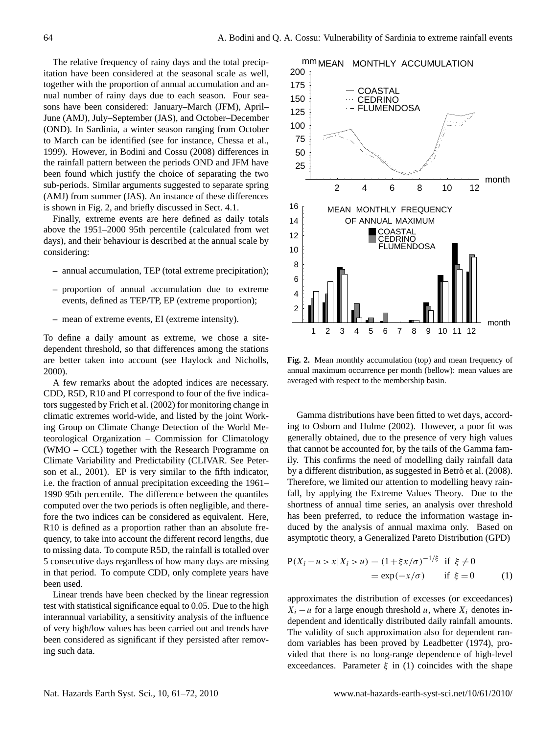The relative frequency of rainy days and the total precipitation have been considered at the seasonal scale as well, together with the proportion of annual accumulation and annual number of rainy days due to each season. Four seasons have been considered: January–March (JFM), April–June (AMJ), July–September (JAS), and October–December (OND). In Sardinia, a winter season ranging from October to March can be identified (see for instance, Chessa et al., 1999). However, in Bodini and Cossu (2008) differences in the rainfall pattern between the periods OND and JFM have been found which justify the choice of separating the two sub-periods. Similar arguments suggested to separate spring (AMJ) from summer (JAS). An instance of these differences is shown in Fig. 2, and briefly discussed in Sect. 4.1.

Finally, extreme events are here defined as daily totals above the 1951–2000 95th percentile (calculated from wet days), and their behaviour is described at the annual scale by considering:

- annual accumulation, TEP (total extreme precipitation);
- proportion of annual accumulation due to extreme events, defined as TEP/TP, EP (extreme proportion);
- mean of extreme events, EI (extreme intensity).

To define a daily amount as extreme, we chose a site-dependent threshold, so that differences among the stations are better taken into account (see Haylock and Nicholls, 2000).

A few remarks about the adopted indices are necessary. CDD, R5D, R10 and PI correspond to four of the five indicators suggested by Frich et al. (2002) for monitoring change in climatic extremes world-wide, and listed by the joint Working Group on Climate Change Detection of the World Meteorological Organization – Commission for Climatology (WMO – CCL) together with the Research Programme on Climate Variability and Predictability (CLIVAR. See Peterson et al., 2001). EP is very similar to the fifth indicator, i.e. the fraction of annual precipitation exceeding the 1961–1990 95th percentile. The difference between the quantiles computed over the two periods is often negligible, and therefore the two indices can be considered as equivalent. Here, R10 is defined as a proportion rather than an absolute frequency, to take into account the different record lengths, due to missing data. To compute R5D, the rainfall is totalled over 5 consecutive days regardless of how many days are missing in that period. To compute CDD, only complete years have been used.

Linear trends have been checked by the linear regression test with statistical significance equal to 0.05. Due to the high interannual variability, a sensitivity analysis of the influence of very high/low values has been carried out and trends have been considered as significant if they persisted after removing such data.

**Fig. 2.** Mean monthly accumulation (top) and mean frequency of annual maximum occurrence per month (bellow): mean values are averaged with respect to the membership basin.

Gamma distributions have been fitted to wet days, according to Osborn and Hulme (2002). However, a poor fit was generally obtained, due to the presence of very high values that cannot be accounted for, by the tails of the Gamma family. This confirms the need of modelling daily rainfall data by a different distribution, as suggested in Betrò et al. (2008). Therefore, we limited our attention to modelling heavy rainfall, by applying the Extreme Values Theory. Due to the shortness of annual time series, an analysis over threshold has been preferred, to reduce the information wastage induced by the analysis of annual maxima only. Based on asymptotic theory, a Generalized Pareto Distribution (GPD)

$$\begin{aligned} \mathrm{P}(X_i - u > x | X_i > u) &= (1 + \xi x/\sigma)^{-1/\xi} \quad \text{if } \xi \neq 0 \\ &= \exp(-x/\sigma) \qquad \text{if } \xi = 0 \end{aligned} \tag{1}$$

approximates the distribution of excesses (or exceedances) $X_i - u$ for a large enough threshold $u$, where $X_i$ denotes independent and identically distributed daily rainfall amounts. The validity of such approximation also for dependent random variables has been proved by Leadbetter (1974), provided that there is no long-range dependence of high-level exceedances. Parameter $\xi$ in (1) coincides with the shape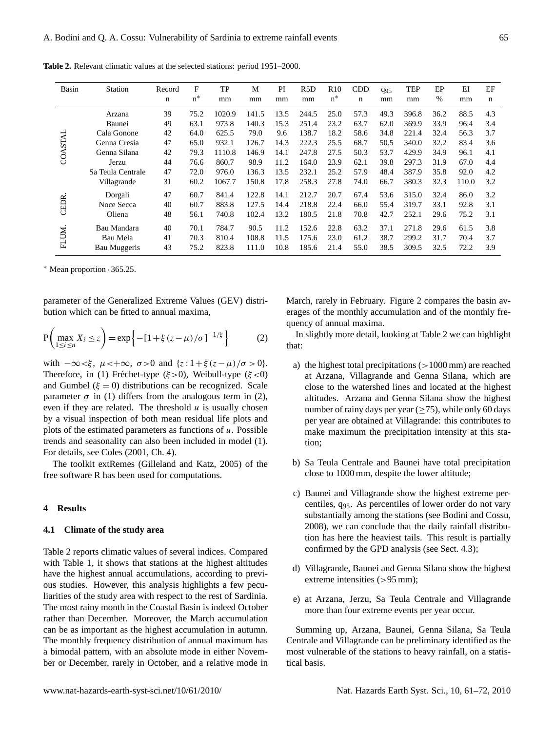**Table 2.** Relevant climatic values at the selected stations: period 1951–2000.

| Basin | Station | Record | F | TP | M | PI | R5D | R10 | CDD | $q_{95}$ | TEP | EP | EI | EF |
|---|---|---|---|---|---|---|---|---|---|---|---|---|---|---|
| | | n | n* | mm | mm | mm | mm | n* | n | mm | mm | % | mm | n |
| COASTAL | Arzana | 39 | 75.2 | 1020.9 | 141.5 | 13.5 | 244.5 | 25.0 | 57.3 | 49.3 | 396.8 | 36.2 | 88.5 | 4.3 |
| | Baunei | 49 | 63.1 | 973.8 | 140.3 | 15.3 | 251.4 | 23.2 | 63.7 | 62.0 | 369.9 | 33.9 | 96.4 | 3.4 |
| | Cala Gonone | 42 | 64.0 | 625.5 | 79.0 | 9.6 | 138.7 | 18.2 | 58.6 | 34.8 | 221.4 | 32.4 | 56.3 | 3.7 |
| | Genna Cresia | 47 | 65.0 | 932.1 | 126.7 | 14.3 | 222.3 | 25.5 | 68.7 | 50.5 | 340.0 | 32.2 | 83.4 | 3.6 |
| | Genna Silana | 42 | 79.3 | 1110.8 | 146.9 | 14.1 | 247.8 | 27.5 | 50.3 | 53.7 | 429.9 | 34.9 | 96.1 | 4.1 |
| | Jerzu | 44 | 76.6 | 860.7 | 98.9 | 11.2 | 164.0 | 23.9 | 62.1 | 39.8 | 297.3 | 31.9 | 67.0 | 4.4 |
| | Sa Teula Centrale | 47 | 72.0 | 976.0 | 136.3 | 13.5 | 232.1 | 25.2 | 57.9 | 48.4 | 387.9 | 35.8 | 92.0 | 4.2 |
| | Villagrande | 31 | 60.2 | 1067.7 | 150.8 | 17.8 | 258.3 | 27.8 | 74.0 | 66.7 | 380.3 | 32.3 | 110.0 | 3.2 |
| CEDR. | Dorgali | 47 | 60.7 | 841.4 | 122.8 | 14.1 | 212.7 | 20.7 | 67.4 | 53.6 | 315.0 | 32.4 | 86.0 | 3.2 |
| | Noce Secca | 40 | 60.7 | 883.8 | 127.5 | 14.4 | 218.8 | 22.4 | 66.0 | 55.4 | 319.7 | 33.1 | 92.8 | 3.1 |
| | Oliena | 48 | 56.1 | 740.8 | 102.4 | 13.2 | 180.5 | 21.8 | 70.8 | 42.7 | 252.1 | 29.6 | 75.2 | 3.1 |
| FLUM. | Bau Mandara | 40 | 70.1 | 784.7 | 90.5 | 11.2 | 152.6 | 22.8 | 63.2 | 37.1 | 271.8 | 29.6 | 61.5 | 3.8 |
| | Bau Mela | 41 | 70.3 | 810.4 | 108.8 | 11.5 | 175.6 | 23.0 | 61.2 | 38.7 | 299.2 | 31.7 | 70.4 | 3.7 |
| | Bau Muggeris | 43 | 75.2 | 823.8 | 111.0 | 10.8 | 185.6 | 21.4 | 55.0 | 38.5 | 309.5 | 32.5 | 72.2 | 3.9 |

* Mean proportion · 365.25.

parameter of the Generalized Extreme Values (GEV) distribution which can be fitted to annual maxima,

$$P\left(\max_{1\le i\le n} X_i \le z\right) = \exp\left\{-[1+\xi(z-\mu)/\sigma]^{-1/\xi}\right\} \tag{2}$$

with $-\infty<\xi,\ \mu<+\infty,\ \sigma>0$ and $\{z: 1+\xi(z-\mu)/\sigma>0\}$. Therefore, in (1) Fréchet-type ($\xi>0$), Weibull-type ($\xi<0$) and Gumbel ($\xi=0$) distributions can be recognized. Scale parameter $\sigma$ in (1) differs from the analogous term in (2), even if they are related. The threshold $u$ is usually chosen by a visual inspection of both mean residual life plots and plots of the estimated parameters as functions of $u$. Possible trends and seasonality can also been included in model (1). For details, see Coles (2001, Ch. 4).

The toolkit extRemes (Gilleland and Katz, 2005) of the free software R has been used for computations.

## 4 Results

### 4.1 Climate of the study area

Table 2 reports climatic values of several indices. Compared with Table 1, it shows that stations at the highest altitudes have the highest annual accumulations, according to previous studies. However, this analysis highlights a few peculiarities of the study area with respect to the rest of Sardinia. The most rainy month in the Coastal Basin is indeed October rather than December. Moreover, the March accumulation can be as important as the highest accumulation in autumn. The monthly frequency distribution of annual maximum has a bimodal pattern, with an absolute mode in either November or December, rarely in October, and a relative mode in March, rarely in February. Figure 2 compares the basin averages of the monthly accumulation and of the monthly frequency of annual maxima.

In slightly more detail, looking at Table 2 we can highlight that:

a) the highest total precipitations (>1000 mm) are reached at Arzana, Villagrande and Genna Silana, which are close to the watershed lines and located at the highest altitudes. Arzana and Genna Silana show the highest number of rainy days per year (≥75), while only 60 days per year are obtained at Villagrande: this contributes to make maximum the precipitation intensity at this station;

b) Sa Teula Centrale and Baunei have total precipitation close to 1000 mm, despite the lower altitude;

c) Baunei and Villagrande show the highest extreme percentiles, $q_{95}$. As percentiles of lower order do not vary substantially among the stations (see Bodini and Cossu, 2008), we can conclude that the daily rainfall distribution has here the heaviest tails. This result is partially confirmed by the GPD analysis (see Sect. 4.3);

d) Villagrande, Baunei and Genna Silana show the highest extreme intensities (>95 mm);

e) at Arzana, Jerzu, Sa Teula Centrale and Villagrande more than four extreme events per year occur.

Summing up, Arzana, Baunei, Genna Silana, Sa Teula Centrale and Villagrande can be preliminary identified as the most vulnerable of the stations to heavy rainfall, on a statistical basis.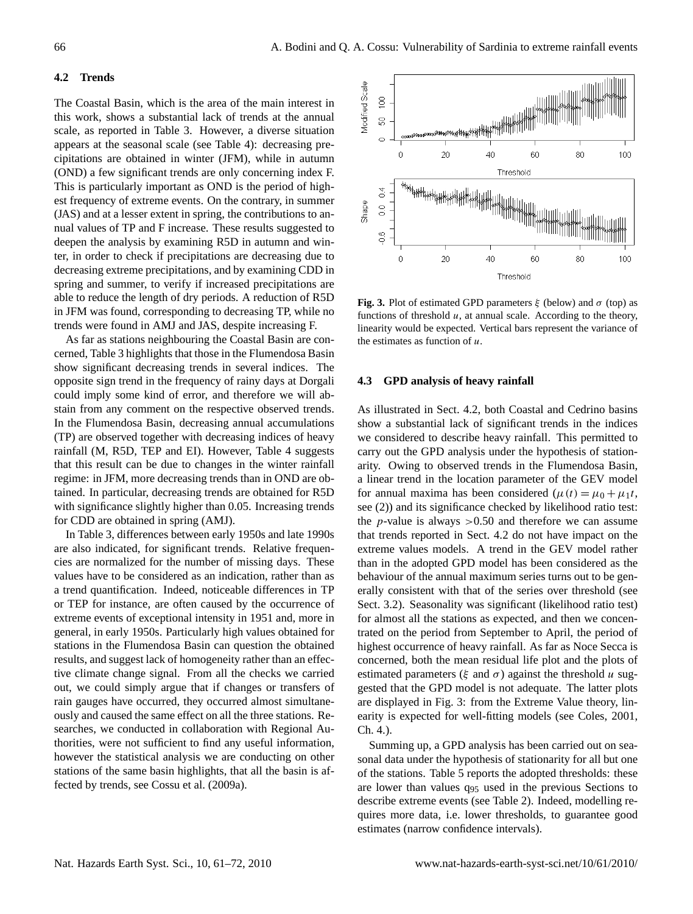### 4.2 Trends

The Coastal Basin, which is the area of the main interest in this work, shows a substantial lack of trends at the annual scale, as reported in Table 3. However, a diverse situation appears at the seasonal scale (see Table 4): decreasing precipitations are obtained in winter (JFM), while in autumn (OND) a few significant trends are only concerning index F. This is particularly important as OND is the period of highest frequency of extreme events. On the contrary, in summer (JAS) and at a lesser extent in spring, the contributions to annual values of TP and F increase. These results suggested to deepen the analysis by examining R5D in autumn and winter, in order to check if precipitations are decreasing due to decreasing extreme precipitations, and by examining CDD in spring and summer, to verify if increased precipitations are able to reduce the length of dry periods. A reduction of R5D in JFM was found, corresponding to decreasing TP, while no trends were found in AMJ and JAS, despite increasing F.

As far as stations neighbouring the Coastal Basin are concerned, Table 3 highlights that those in the Flumendosa Basin show significant decreasing trends in several indices. The opposite sign trend in the frequency of rainy days at Dorgali could imply some kind of error, and therefore we will abstain from any comment on the respective observed trends. In the Flumendosa Basin, decreasing annual accumulations (TP) are observed together with decreasing indices of heavy rainfall (M, R5D, TEP and EI). However, Table 4 suggests that this result can be due to changes in the winter rainfall regime: in JFM, more decreasing trends than in OND are obtained. In particular, decreasing trends are obtained for R5D with significance slightly higher than 0.05. Increasing trends for CDD are obtained in spring (AMJ).

In Table 3, differences between early 1950s and late 1990s are also indicated, for significant trends. Relative frequencies are normalized for the number of missing days. These values have to be considered as an indication, rather than as a trend quantification. Indeed, noticeable differences in TP or TEP for instance, are often caused by the occurrence of extreme events of exceptional intensity in 1951 and, more in general, in early 1950s. Particularly high values obtained for stations in the Flumendosa Basin can question the obtained results, and suggest lack of homogeneity rather than an effective climate change signal. From all the checks we carried out, we could simply argue that if changes or transfers of rain gauges have occurred, they occurred almost simultaneously and caused the same effect on all the three stations. Researches, we conducted in collaboration with Regional Authorities, were not sufficient to find any useful information, however the statistical analysis we are conducting on other stations of the same basin highlights, that all the basin is affected by trends, see Cossu et al. (2009a).

**Fig. 3.** Plot of estimated GPD parameters $\xi$ (below) and $\sigma$ (top) as functions of threshold $u$, at annual scale. According to the theory, linearity would be expected. Vertical bars represent the variance of the estimates as function of $u$.

### 4.3 GPD analysis of heavy rainfall

As illustrated in Sect. 4.2, both Coastal and Cedrino basins show a substantial lack of significant trends in the indices we considered to describe heavy rainfall. This permitted to carry out the GPD analysis under the hypothesis of stationarity. Owing to observed trends in the Flumendosa Basin, a linear trend in the location parameter of the GEV model for annual maxima has been considered ($\mu(t)=\mu_0+\mu_1 t$, see (2)) and its significance checked by likelihood ratio test: the $p$-value is always $>0.50$ and therefore we can assume that trends reported in Sect. 4.2 do not have impact on the extreme values models. A trend in the GEV model rather than in the adopted GPD model has been considered as the behaviour of the annual maximum series turns out to be generally consistent with that of the series over threshold (see Sect. 3.2). Seasonality was significant (likelihood ratio test) for almost all the stations as expected, and then we concentrated on the period from September to April, the period of highest occurrence of heavy rainfall. As far as Noce Secca is concerned, both the mean residual life plot and the plots of estimated parameters ($\xi$ and $\sigma$) against the threshold $u$ suggested that the GPD model is not adequate. The latter plots are displayed in Fig. 3: from the Extreme Value theory, linearity is expected for well-fitting models (see Coles, 2001, Ch. 4.).

Summing up, a GPD analysis has been carried out on seasonal data under the hypothesis of stationarity for all but one of the stations. Table 5 reports the adopted thresholds: these are lower than values $q_{95}$ used in the previous Sections to describe extreme events (see Table 2). Indeed, modelling requires more data, i.e. lower thresholds, to guarantee good estimates (narrow confidence intervals).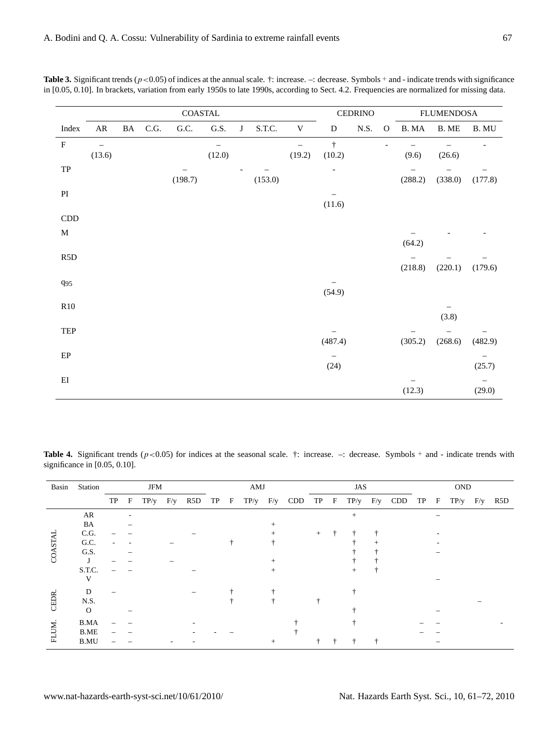**Table 3.** Significant trends ($p<0.05$) of indices at the annual scale. †: increase. –: decrease. Symbols + and - indicate trends with significance in [0.05, 0.10]. In brackets, variation from early 1950s to late 1990s, according to Sect. 4.2. Frequencies are normalized for missing data.

| | COASTAL | | | | | | | | CEDRINO | | | FLUMENDOSA | | |
|---|---|---|---|---|---|---|---|---|---|---|---|---|---|---|
| Index | AR | BA | C.G. | G.C. | G.S. | J | S.T.C. | V | D | N.S. | O | B. MA | B. ME | B. MU |
| F | – (13.6) | | | | – (12.0) | | | – (19.2) | † (10.2) | | - | – (9.6) | – (26.6) | - |
| TP | | | | – (198.7) | | - | – (153.0) | | - | | | – (288.2) | – (338.0) | – (177.8) |
| PI | | | | | | | | | – (11.6) | | | | | |
| CDD | | | | | | | | | | | | | | |
| M | | | | | | | | | | | | – (64.2) | - | - |
| R5D | | | | | | | | | | | | – (218.8) | – (220.1) | – (179.6) |
| $q_{95}$ | | | | | | | | | – (54.9) | | | | | |
| R10 | | | | | | | | | | | | | – (3.8) | |
| TEP | | | | | | | | | – (487.4) | | | – (305.2) | – (268.6) | – (482.9) |
| EP | | | | | | | | | – (24) | | | | | – (25.7) |
| EI | | | | | | | | | | | | – (12.3) | | – (29.0) |

**Table 4.** Significant trends ($p<0.05$) for indices at the seasonal scale. †: increase. –: decrease. Symbols + and - indicate trends with significance in [0.05, 0.10].

| Basin | Station | JFM | | | | | AMJ | | | | | JAS | | | | | OND | | | | |
|---|---|---|---|---|---|---|---|---|---|---|---|---|---|---|---|---|---|---|---|---|---|
| | | TP | F | TP/y | F/y | R5D | TP | F | TP/y | F/y | CDD | TP | F | TP/y | F/y | CDD | TP | F | TP/y | F/y | R5D |
| COASTAL | AR | | - | | | | | | | | | | | + | | | | – | | | |
| | BA | | – | | | | | | | + | | | | | | | | | | | |
| | C.G. | – | – | | | – | | | | + | | + | † | † | † | | | - | | | |
| | G.C. | - | - | | – | | | † | | † | | | | † | + | | | - | | | |
| | G.S. | | – | | | | | | | | | | | † | † | | | – | | | |
| | J | – | – | | – | | | | | + | | | | † | † | | | | | | |
| | S.T.C. | – | – | | | – | | | | + | | | | + | † | | | | | | |
| | V | | | | | | | | | | | | | | | | | – | | | |
| CEDR. | D | – | | | | – | | † | | † | | | | † | | | | | | | |
| | N.S. | | | | | | | † | | † | | † | | | | | | | | – | |
| | O | | – | | | | | | | | | | | † | | | | – | | | |
| FLUM. | B.MA | – | – | | | - | | | | | † | | | † | | | – | – | | | - |
| | B.ME | – | – | | | - | - | – | | | † | | | | | | – | – | | | |
| | B.MU | – | – | | - | - | | | | + | | † | † | † | † | | | – | | | |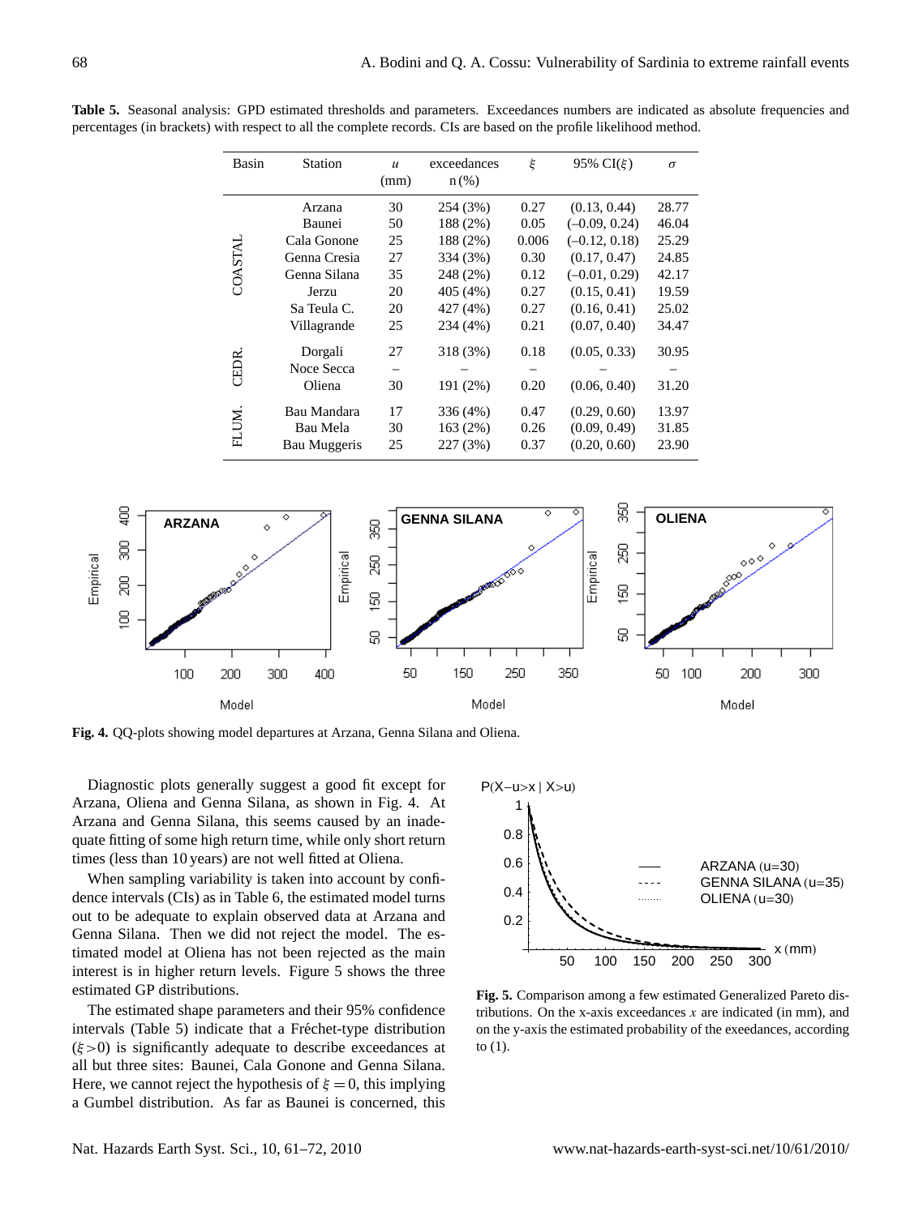**Table 5.** Seasonal analysis: GPD estimated thresholds and parameters. Exceedances numbers are indicated as absolute frequencies and percentages (in brackets) with respect to all the complete records. CIs are based on the profile likelihood method.

| Basin | Station | $u$ (mm) | exceedances n (%) | $\xi$ | 95% CI($\xi$) | $\sigma$ |
|---|---|---|---|---|---|---|
| COASTAL | Arzana | 30 | 254 (3%) | 0.27 | (0.13, 0.44) | 28.77 |
| | Baunei | 50 | 188 (2%) | 0.05 | (−0.09, 0.24) | 46.04 |
| | Cala Gonone | 25 | 188 (2%) | 0.006 | (−0.12, 0.18) | 25.29 |
| | Genna Cresia | 27 | 334 (3%) | 0.30 | (0.17, 0.47) | 24.85 |
| | Genna Silana | 35 | 248 (2%) | 0.12 | (−0.01, 0.29) | 42.17 |
| | Jerzu | 20 | 405 (4%) | 0.27 | (0.15, 0.41) | 19.59 |
| | Sa Teula C. | 20 | 427 (4%) | 0.27 | (0.16, 0.41) | 25.02 |
| | Villagrande | 25 | 234 (4%) | 0.21 | (0.07, 0.40) | 34.47 |
| CEDR. | Dorgali | 27 | 318 (3%) | 0.18 | (0.05, 0.33) | 30.95 |
| | Noce Secca | – | – | – | – | – |
| | Oliena | 30 | 191 (2%) | 0.20 | (0.06, 0.40) | 31.20 |
| FLUM. | Bau Mandara | 17 | 336 (4%) | 0.47 | (0.29, 0.60) | 13.97 |
| | Bau Mela | 30 | 163 (2%) | 0.26 | (0.09, 0.49) | 31.85 |
| | Bau Muggeris | 25 | 227 (3%) | 0.37 | (0.20, 0.60) | 23.90 |

**Fig. 4.** QQ-plots showing model departures at Arzana, Genna Silana and Oliena.

Diagnostic plots generally suggest a good fit except for Arzana, Oliena and Genna Silana, as shown in Fig. 4. At Arzana and Genna Silana, this seems caused by an inadequate fitting of some high return time, while only short return times (less than 10 years) are not well fitted at Oliena.

When sampling variability is taken into account by confidence intervals (CIs) as in Table 6, the estimated model turns out to be adequate to explain observed data at Arzana and Genna Silana. Then we did not reject the model. The estimated model at Oliena has not been rejected as the main interest is in higher return levels. Figure 5 shows the three estimated GP distributions.

The estimated shape parameters and their 95% confidence intervals (Table 5) indicate that a Fréchet-type distribution ($\xi > 0$) is significantly adequate to describe exceedances at all but three sites: Baunei, Cala Gonone and Genna Silana. Here, we cannot reject the hypothesis of $\xi = 0$, this implying a Gumbel distribution. As far as Baunei is concerned, this

**Fig. 5.** Comparison among a few estimated Generalized Pareto distributions. On the x-axis exceedances $x$ are indicated (in mm), and on the y-axis the estimated probability of the exeedances, according to (1).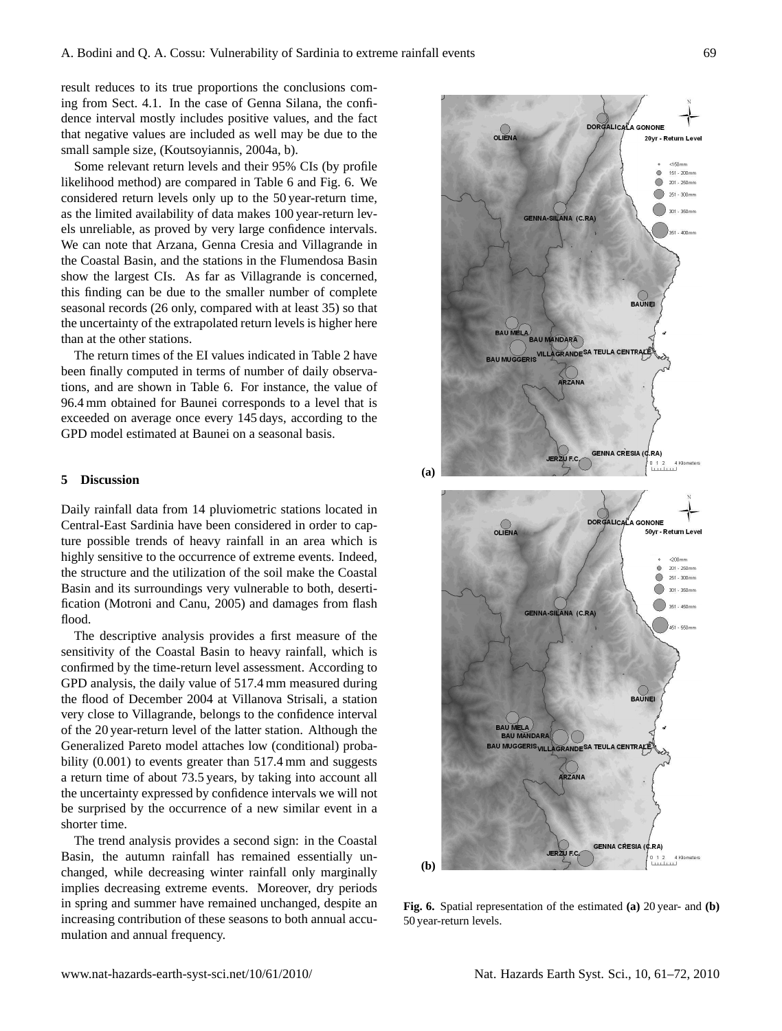result reduces to its true proportions the conclusions coming from Sect. 4.1. In the case of Genna Silana, the confidence interval mostly includes positive values, and the fact that negative values are included as well may be due to the small sample size, (Koutsoyiannis, 2004a, b).

Some relevant return levels and their 95% CIs (by profile likelihood method) are compared in Table 6 and Fig. 6. We considered return levels only up to the 50 year-return time, as the limited availability of data makes 100 year-return levels unreliable, as proved by very large confidence intervals. We can note that Arzana, Genna Cresia and Villagrande in the Coastal Basin, and the stations in the Flumendosa Basin show the largest CIs. As far as Villagrande is concerned, this finding can be due to the smaller number of complete seasonal records (26 only, compared with at least 35) so that the uncertainty of the extrapolated return levels is higher here than at the other stations.

The return times of the EI values indicated in Table 2 have been finally computed in terms of number of daily observations, and are shown in Table 6. For instance, the value of 96.4 mm obtained for Baunei corresponds to a level that is exceeded on average once every 145 days, according to the GPD model estimated at Baunei on a seasonal basis.

## 5 Discussion

Daily rainfall data from 14 pluviometric stations located in Central-East Sardinia have been considered in order to capture possible trends of heavy rainfall in an area which is highly sensitive to the occurrence of extreme events. Indeed, the structure and the utilization of the soil make the Coastal Basin and its surroundings very vulnerable to both, desertification (Motroni and Canu, 2005) and damages from flash flood.

The descriptive analysis provides a first measure of the sensitivity of the Coastal Basin to heavy rainfall, which is confirmed by the time-return level assessment. According to GPD analysis, the daily value of 517.4 mm measured during the flood of December 2004 at Villanova Strisali, a station very close to Villagrande, belongs to the confidence interval of the 20 year-return level of the latter station. Although the Generalized Pareto model attaches low (conditional) probability (0.001) to events greater than 517.4 mm and suggests a return time of about 73.5 years, by taking into account all the uncertainty expressed by confidence intervals we will not be surprised by the occurrence of a new similar event in a shorter time.

The trend analysis provides a second sign: in the Coastal Basin, the autumn rainfall has remained essentially unchanged, while decreasing winter rainfall only marginally implies decreasing extreme events. Moreover, dry periods in spring and summer have remained unchanged, despite an increasing contribution of these seasons to both annual accumulation and annual frequency.

**Fig. 6.** Spatial representation of the estimated **(a)** 20 year- and **(b)** 50 year-return levels.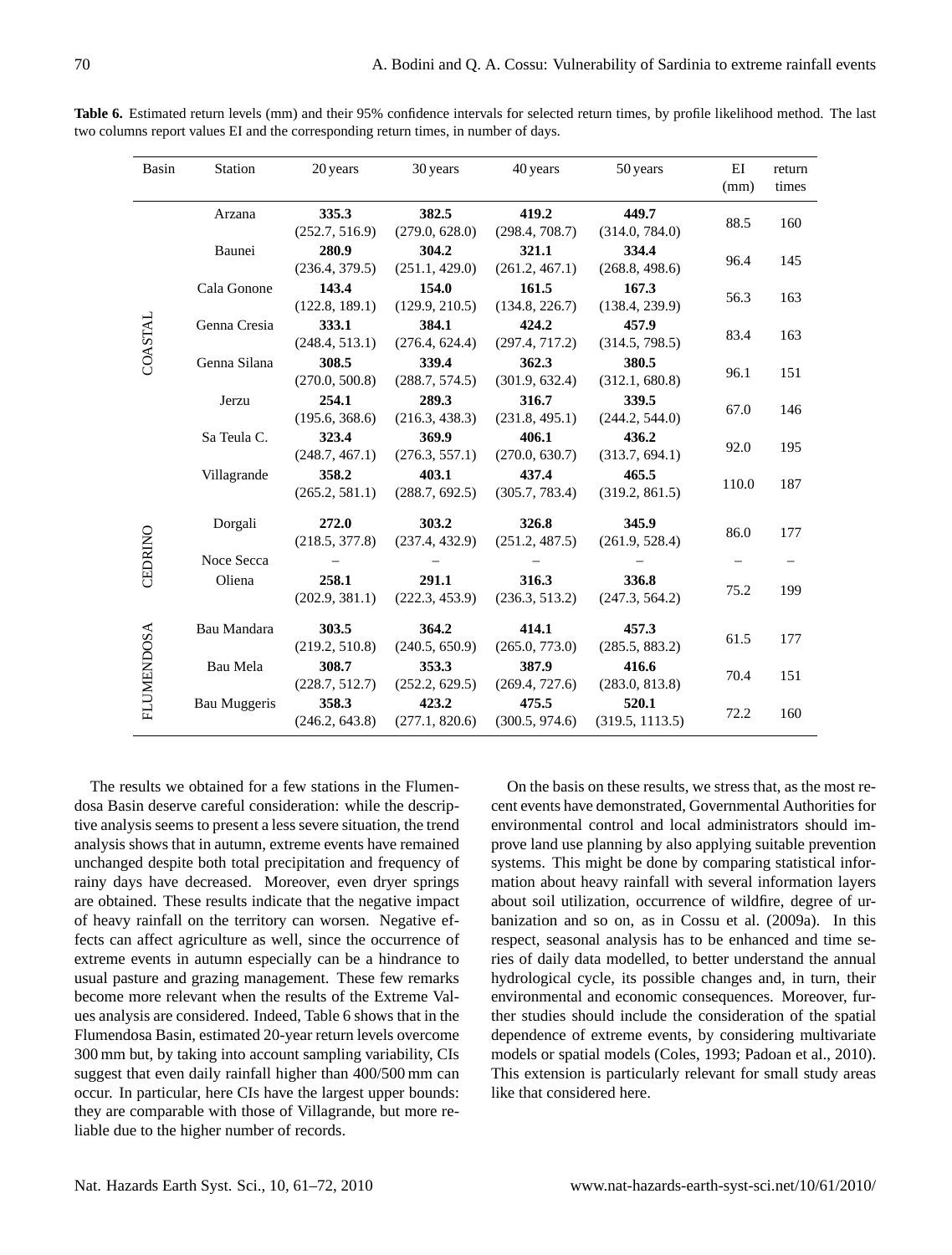**Table 6.** Estimated return levels (mm) and their 95% confidence intervals for selected return times, by profile likelihood method. The last two columns report values EI and the corresponding return times, in number of days.

| Basin | Station | 20 years | 30 years | 40 years | 50 years | EI (mm) | return times |
|---|---|---|---|---|---|---|---|
| COASTAL | Arzana | **335.3** (252.7, 516.9) | **382.5** (279.0, 628.0) | **419.2** (298.4, 708.7) | **449.7** (314.0, 784.0) | 88.5 | 160 |
| | Baunei | **280.9** (236.4, 379.5) | **304.2** (251.1, 429.0) | **321.1** (261.2, 467.1) | **334.4** (268.8, 498.6) | 96.4 | 145 |
| | Cala Gonone | **143.4** (122.8, 189.1) | **154.0** (129.9, 210.5) | **161.5** (134.8, 226.7) | **167.3** (138.4, 239.9) | 56.3 | 163 |
| | Genna Cresia | **333.1** (248.4, 513.1) | **384.1** (276.4, 624.4) | **424.2** (297.4, 717.2) | **457.9** (314.5, 798.5) | 83.4 | 163 |
| | Genna Silana | **308.5** (270.0, 500.8) | **339.4** (288.7, 574.5) | **362.3** (301.9, 632.4) | **380.5** (312.1, 680.8) | 96.1 | 151 |
| | Jerzu | **254.1** (195.6, 368.6) | **289.3** (216.3, 438.3) | **316.7** (231.8, 495.1) | **339.5** (244.2, 544.0) | 67.0 | 146 |
| | Sa Teula C. | **323.4** (248.7, 467.1) | **369.9** (276.3, 557.1) | **406.1** (270.0, 630.7) | **436.2** (313.7, 694.1) | 92.0 | 195 |
| | Villagrande | **358.2** (265.2, 581.1) | **403.1** (288.7, 692.5) | **437.4** (305.7, 783.4) | **465.5** (319.2, 861.5) | 110.0 | 187 |
| CEDRINO | Dorgali | **272.0** (218.5, 377.8) | **303.2** (237.4, 432.9) | **326.8** (251.2, 487.5) | **345.9** (261.9, 528.4) | 86.0 | 177 |
| | Noce Secca | – | – | – | – | – | – |
| | Oliena | **258.1** (202.9, 381.1) | **291.1** (222.3, 453.9) | **316.3** (236.3, 513.2) | **336.8** (247.3, 564.2) | 75.2 | 199 |
| FLUMENDOSA | Bau Mandara | **303.5** (219.2, 510.8) | **364.2** (240.5, 650.9) | **414.1** (265.0, 773.0) | **457.3** (285.5, 883.2) | 61.5 | 177 |
| | Bau Mela | **308.7** (228.7, 512.7) | **353.3** (252.2, 629.5) | **387.9** (269.4, 727.6) | **416.6** (283.0, 813.8) | 70.4 | 151 |
| | Bau Muggeris | **358.3** (246.2, 643.8) | **423.2** (277.1, 820.6) | **475.5** (300.5, 974.6) | **520.1** (319.5, 1113.5) | 72.2 | 160 |

The results we obtained for a few stations in the Flumendosa Basin deserve careful consideration: while the descriptive analysis seems to present a less severe situation, the trend analysis shows that in autumn, extreme events have remained unchanged despite both total precipitation and frequency of rainy days have decreased. Moreover, even dryer springs are obtained. These results indicate that the negative impact of heavy rainfall on the territory can worsen. Negative effects can affect agriculture as well, since the occurrence of extreme events in autumn especially can be a hindrance to usual pasture and grazing management. These few remarks become more relevant when the results of the Extreme Values analysis are considered. Indeed, Table 6 shows that in the Flumendosa Basin, estimated 20-year return levels overcome 300 mm but, by taking into account sampling variability, CIs suggest that even daily rainfall higher than 400/500 mm can occur. In particular, here CIs have the largest upper bounds: they are comparable with those of Villagrande, but more reliable due to the higher number of records.

On the basis on these results, we stress that, as the most recent events have demonstrated, Governmental Authorities for environmental control and local administrators should improve land use planning by also applying suitable prevention systems. This might be done by comparing statistical information about heavy rainfall with several information layers about soil utilization, occurrence of wildfire, degree of urbanization and so on, as in Cossu et al. (2009a). In this respect, seasonal analysis has to be enhanced and time series of daily data modelled, to better understand the annual hydrological cycle, its possible changes and, in turn, their environmental and economic consequences. Moreover, further studies should include the consideration of the spatial dependence of extreme events, by considering multivariate models or spatial models (Coles, 1993; Padoan et al., 2010). This extension is particularly relevant for small study areas like that considered here.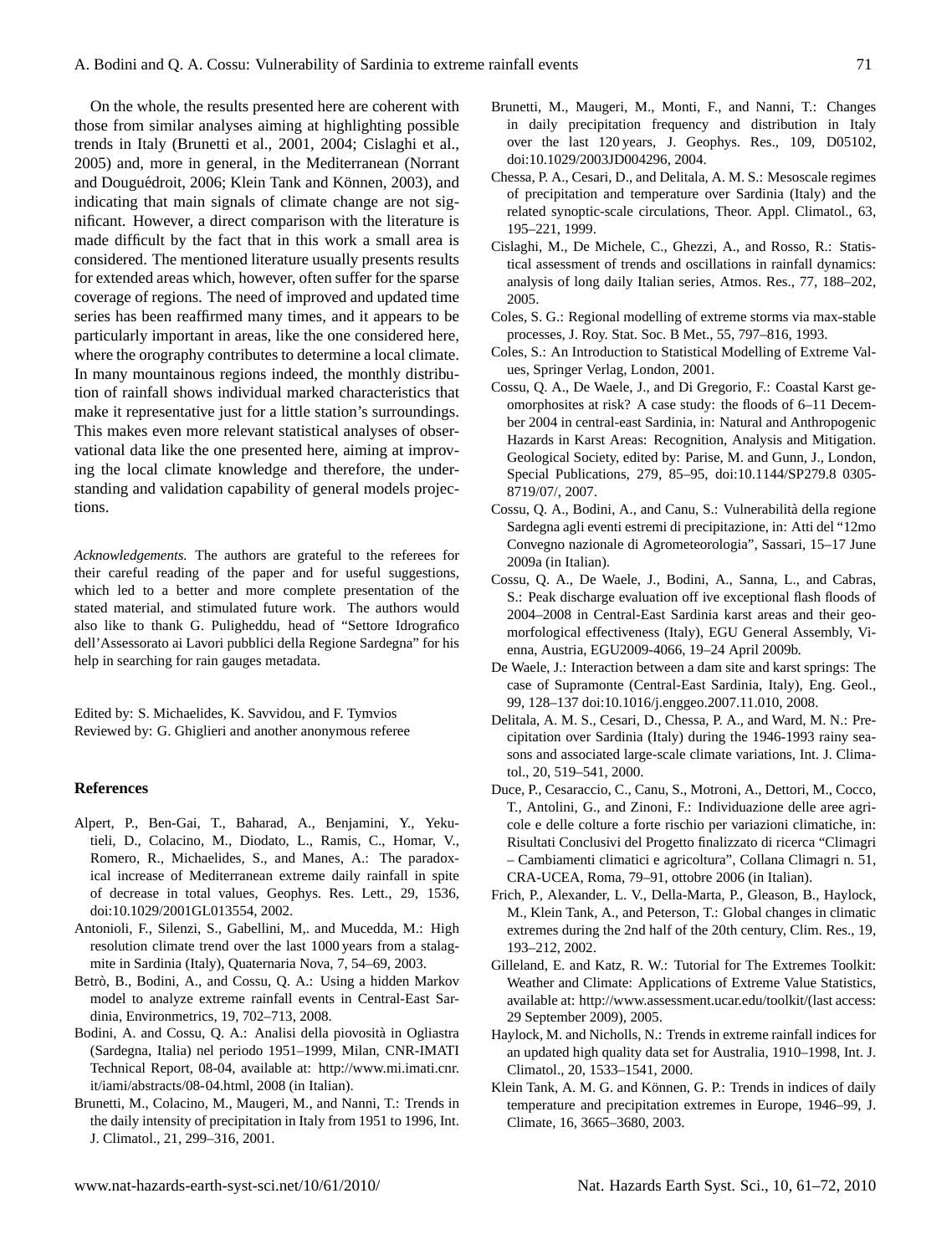On the whole, the results presented here are coherent with those from similar analyses aiming at highlighting possible trends in Italy (Brunetti et al., 2001, 2004; Cislaghi et al., 2005) and, more in general, in the Mediterranean (Norrant and Douguédroit, 2006; Klein Tank and Können, 2003), and indicating that main signals of climate change are not significant. However, a direct comparison with the literature is made difficult by the fact that in this work a small area is considered. The mentioned literature usually presents results for extended areas which, however, often suffer for the sparse coverage of regions. The need of improved and updated time series has been reaffirmed many times, and it appears to be particularly important in areas, like the one considered here, where the orography contributes to determine a local climate. In many mountainous regions indeed, the monthly distribution of rainfall shows individual marked characteristics that make it representative just for a little station's surroundings. This makes even more relevant statistical analyses of observational data like the one presented here, aiming at improving the local climate knowledge and therefore, the understanding and validation capability of general models projections.

*Acknowledgements.* The authors are grateful to the referees for their careful reading of the paper and for useful suggestions, which led to a better and more complete presentation of the stated material, and stimulated future work. The authors would also like to thank G. Puligheddu, head of "Settore Idrografico dell'Assessorato ai Lavori pubblici della Regione Sardegna" for his help in searching for rain gauges metadata.

Edited by: S. Michaelides, K. Savvidou, and F. Tymvios
Reviewed by: G. Ghiglieri and another anonymous referee

## References

Alpert, P., Ben-Gai, T., Baharad, A., Benjamini, Y., Yekutieli, D., Colacino, M., Diodato, L., Ramis, C., Homar, V., Romero, R., Michaelides, S., and Manes, A.: The paradoxical increase of Mediterranean extreme daily rainfall in spite of decrease in total values, Geophys. Res. Lett., 29, 1536, doi:10.1029/2001GL013554, 2002.

Antonioli, F., Silenzi, S., Gabellini, M,. and Mucedda, M.: High resolution climate trend over the last 1000 years from a stalagmite in Sardinia (Italy), Quaternaria Nova, 7, 54–69, 2003.

Betrò, B., Bodini, A., and Cossu, Q. A.: Using a hidden Markov model to analyze extreme rainfall events in Central-East Sardinia, Environmetrics, 19, 702–713, 2008.

Bodini, A. and Cossu, Q. A.: Analisi della piovosità in Ogliastra (Sardegna, Italia) nel periodo 1951–1999, Milan, CNR-IMATI Technical Report, 08-04, available at: http://www.mi.imati.cnr.it/iami/abstracts/08-04.html, 2008 (in Italian).

Brunetti, M., Colacino, M., Maugeri, M., and Nanni, T.: Trends in the daily intensity of precipitation in Italy from 1951 to 1996, Int. J. Climatol., 21, 299–316, 2001.

Brunetti, M., Maugeri, M., Monti, F., and Nanni, T.: Changes in daily precipitation frequency and distribution in Italy over the last 120 years, J. Geophys. Res., 109, D05102, doi:10.1029/2003JD004296, 2004.

Chessa, P. A., Cesari, D., and Delitala, A. M. S.: Mesoscale regimes of precipitation and temperature over Sardinia (Italy) and the related synoptic-scale circulations, Theor. Appl. Climatol., 63, 195–221, 1999.

Cislaghi, M., De Michele, C., Ghezzi, A., and Rosso, R.: Statistical assessment of trends and oscillations in rainfall dynamics: analysis of long daily Italian series, Atmos. Res., 77, 188–202, 2005.

Coles, S. G.: Regional modelling of extreme storms via max-stable processes, J. Roy. Stat. Soc. B Met., 55, 797–816, 1993.

Coles, S.: An Introduction to Statistical Modelling of Extreme Values, Springer Verlag, London, 2001.

Cossu, Q. A., De Waele, J., and Di Gregorio, F.: Coastal Karst geomorphosites at risk? A case study: the floods of 6–11 December 2004 in central-east Sardinia, in: Natural and Anthropogenic Hazards in Karst Areas: Recognition, Analysis and Mitigation. Geological Society, edited by: Parise, M. and Gunn, J., London, Special Publications, 279, 85–95, doi:10.1144/SP279.8 0305-8719/07/, 2007.

Cossu, Q. A., Bodini, A., and Canu, S.: Vulnerabilità della regione Sardegna agli eventi estremi di precipitazione, in: Atti del "12mo Convegno nazionale di Agrometeorologia", Sassari, 15–17 June 2009a (in Italian).

Cossu, Q. A., De Waele, J., Bodini, A., Sanna, L., and Cabras, S.: Peak discharge evaluation off ive exceptional flash floods of 2004–2008 in Central-East Sardinia karst areas and their geomorfological effectiveness (Italy), EGU General Assembly, Vienna, Austria, EGU2009-4066, 19–24 April 2009b.

De Waele, J.: Interaction between a dam site and karst springs: The case of Supramonte (Central-East Sardinia, Italy), Eng. Geol., 99, 128–137 doi:10.1016/j.enggeo.2007.11.010, 2008.

Delitala, A. M. S., Cesari, D., Chessa, P. A., and Ward, M. N.: Precipitation over Sardinia (Italy) during the 1946-1993 rainy seasons and associated large-scale climate variations, Int. J. Climatol., 20, 519–541, 2000.

Duce, P., Cesaraccio, C., Canu, S., Motroni, A., Dettori, M., Cocco, T., Antolini, G., and Zinoni, F.: Individuazione delle aree agricole e delle colture a forte rischio per variazioni climatiche, in: Risultati Conclusivi del Progetto finalizzato di ricerca "Climagri – Cambiamenti climatici e agricoltura", Collana Climagri n. 51, CRA-UCEA, Roma, 79–91, ottobre 2006 (in Italian).

Frich, P., Alexander, L. V., Della-Marta, P., Gleason, B., Haylock, M., Klein Tank, A., and Peterson, T.: Global changes in climatic extremes during the 2nd half of the 20th century, Clim. Res., 19, 193–212, 2002.

Gilleland, E. and Katz, R. W.: Tutorial for The Extremes Toolkit: Weather and Climate: Applications of Extreme Value Statistics, available at: http://www.assessment.ucar.edu/toolkit/(last access: 29 September 2009), 2005.

Haylock, M. and Nicholls, N.: Trends in extreme rainfall indices for an updated high quality data set for Australia, 1910–1998, Int. J. Climatol., 20, 1533–1541, 2000.

Klein Tank, A. M. G. and Können, G. P.: Trends in indices of daily temperature and precipitation extremes in Europe, 1946–99, J. Climate, 16, 3665–3680, 2003.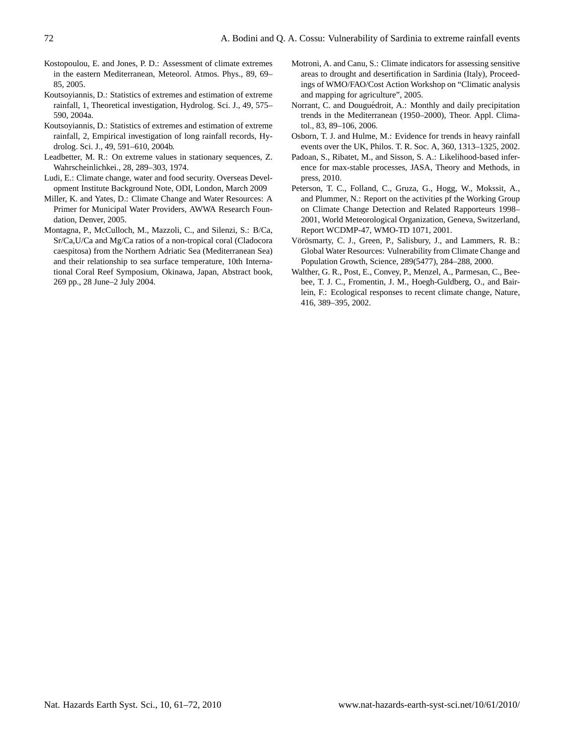Kostopoulou, E. and Jones, P. D.: Assessment of climate extremes in the eastern Mediterranean, Meteorol. Atmos. Phys., 89, 69–85, 2005.

Koutsoyiannis, D.: Statistics of extremes and estimation of extreme rainfall, 1, Theoretical investigation, Hydrolog. Sci. J., 49, 575–590, 2004a.

Koutsoyiannis, D.: Statistics of extremes and estimation of extreme rainfall, 2, Empirical investigation of long rainfall records, Hydrolog. Sci. J., 49, 591–610, 2004b.

Leadbetter, M. R.: On extreme values in stationary sequences, Z. Wahrscheinlichkei., 28, 289–303, 1974.

Ludi, E.: Climate change, water and food security. Overseas Development Institute Background Note, ODI, London, March 2009

Miller, K. and Yates, D.: Climate Change and Water Resources: A Primer for Municipal Water Providers, AWWA Research Foundation, Denver, 2005.

Montagna, P., McCulloch, M., Mazzoli, C., and Silenzi, S.: B/Ca, Sr/Ca,U/Ca and Mg/Ca ratios of a non-tropical coral (Cladocora caespitosa) from the Northern Adriatic Sea (Mediterranean Sea) and their relationship to sea surface temperature, 10th International Coral Reef Symposium, Okinawa, Japan, Abstract book, 269 pp., 28 June–2 July 2004.

Motroni, A. and Canu, S.: Climate indicators for assessing sensitive areas to drought and desertification in Sardinia (Italy), Proceedings of WMO/FAO/Cost Action Workshop on "Climatic analysis and mapping for agriculture", 2005.

Norrant, C. and Douguédroit, A.: Monthly and daily precipitation trends in the Mediterranean (1950–2000), Theor. Appl. Climatol., 83, 89–106, 2006.

Osborn, T. J. and Hulme, M.: Evidence for trends in heavy rainfall events over the UK, Philos. T. R. Soc. A, 360, 1313–1325, 2002.

Padoan, S., Ribatet, M., and Sisson, S. A.: Likelihood-based inference for max-stable processes, JASA, Theory and Methods, in press, 2010.

Peterson, T. C., Folland, C., Gruza, G., Hogg, W., Mokssit, A., and Plummer, N.: Report on the activities pf the Working Group on Climate Change Detection and Related Rapporteurs 1998–2001, World Meteorological Organization, Geneva, Switzerland, Report WCDMP-47, WMO-TD 1071, 2001.

Vörösmarty, C. J., Green, P., Salisbury, J., and Lammers, R. B.: Global Water Resources: Vulnerability from Climate Change and Population Growth, Science, 289(5477), 284–288, 2000.

Walther, G. R., Post, E., Convey, P., Menzel, A., Parmesan, C., Beebee, T. J. C., Fromentin, J. M., Hoegh-Guldberg, O., and Bairlein, F.: Ecological responses to recent climate change, Nature, 416, 389–395, 2002.